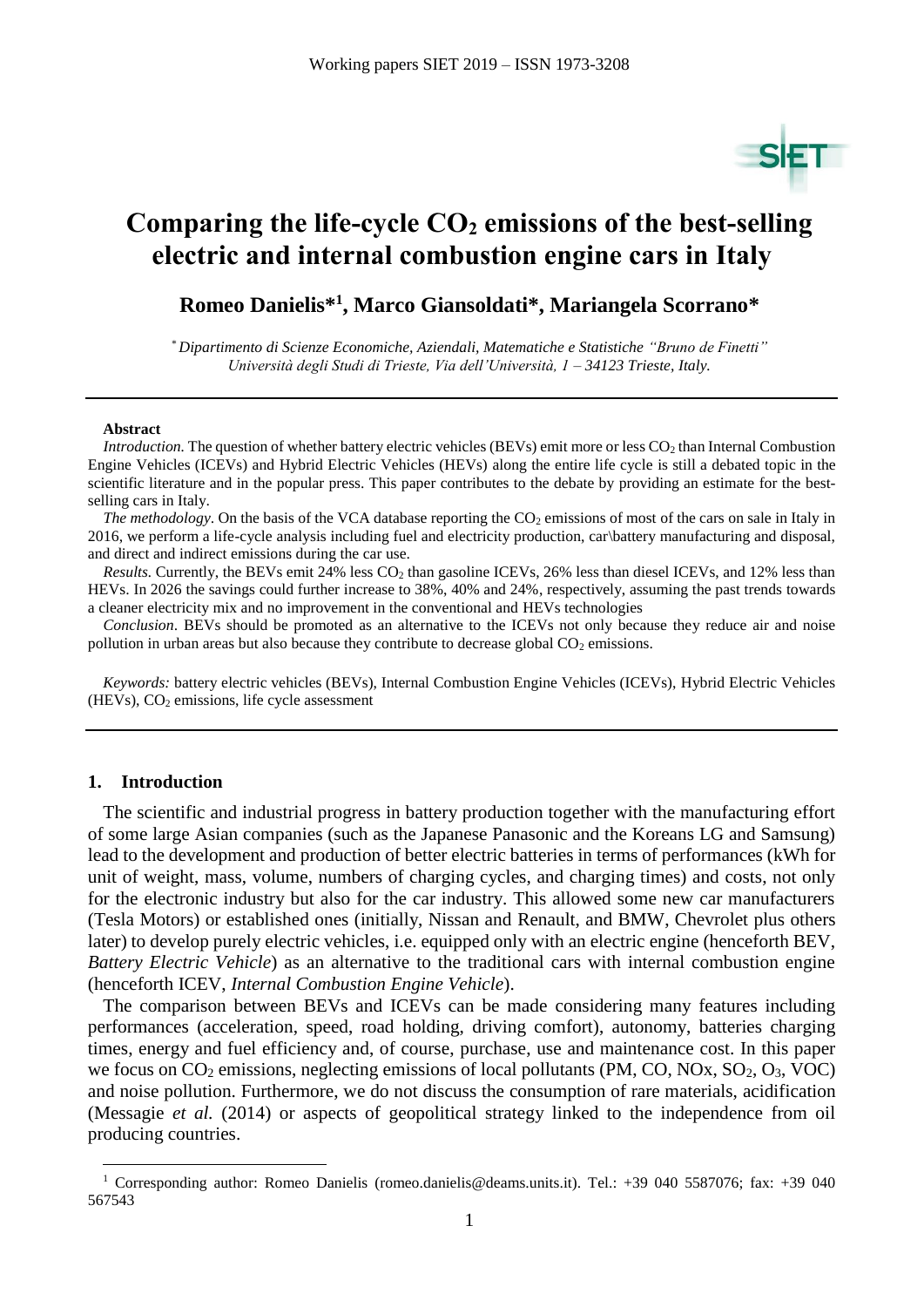# Comparing the life-cycle $CO_2$ emissions of the best-selling electric and internal combustion engine cars in Italy

**Romeo Danielis*[1], Marco Giansoldati*, Mariangela Scorrano***

*\* Dipartimento di Scienze Economiche, Aziendali, Matematiche e Statistiche "Bruno de Finetti" Università degli Studi di Trieste, Via dell'Università, 1 – 34123 Trieste, Italy.*

---

**Abstract**

*Introduction.* The question of whether battery electric vehicles (BEVs) emit more or less $CO_2$ than Internal Combustion Engine Vehicles (ICEVs) and Hybrid Electric Vehicles (HEVs) along the entire life cycle is still a debated topic in the scientific literature and in the popular press. This paper contributes to the debate by providing an estimate for the best-selling cars in Italy.

*The methodology*. On the basis of the VCA database reporting the $CO_2$ emissions of most of the cars on sale in Italy in 2016, we perform a life-cycle analysis including fuel and electricity production, car\battery manufacturing and disposal, and direct and indirect emissions during the car use.

*Results.* Currently, the BEVs emit 24% less $CO_2$ than gasoline ICEVs, 26% less than diesel ICEVs, and 12% less than HEVs. In 2026 the savings could further increase to 38%, 40% and 24%, respectively, assuming the past trends towards a cleaner electricity mix and no improvement in the conventional and HEVs technologies

*Conclusion*. BEVs should be promoted as an alternative to the ICEVs not only because they reduce air and noise pollution in urban areas but also because they contribute to decrease global $CO_2$ emissions.

*Keywords:* battery electric vehicles (BEVs), Internal Combustion Engine Vehicles (ICEVs), Hybrid Electric Vehicles (HEVs), $CO_2$ emissions, life cycle assessment

---

## 1. Introduction

The scientific and industrial progress in battery production together with the manufacturing effort of some large Asian companies (such as the Japanese Panasonic and the Koreans LG and Samsung) lead to the development and production of better electric batteries in terms of performances (kWh for unit of weight, mass, volume, numbers of charging cycles, and charging times) and costs, not only for the electronic industry but also for the car industry. This allowed some new car manufacturers (Tesla Motors) or established ones (initially, Nissan and Renault, and BMW, Chevrolet plus others later) to develop purely electric vehicles, i.e. equipped only with an electric engine (henceforth BEV, *Battery Electric Vehicle*) as an alternative to the traditional cars with internal combustion engine (henceforth ICEV, *Internal Combustion Engine Vehicle*).

The comparison between BEVs and ICEVs can be made considering many features including performances (acceleration, speed, road holding, driving comfort), autonomy, batteries charging times, energy and fuel efficiency and, of course, purchase, use and maintenance cost. In this paper we focus on $CO_2$ emissions, neglecting emissions of local pollutants (PM, CO, NOx, $SO_2$, $O_3$, VOC) and noise pollution. Furthermore, we do not discuss the consumption of rare materials, acidification (Messagie *et al.* (2014) or aspects of geopolitical strategy linked to the independence from oil producing countries.

[1] Corresponding author: Romeo Danielis (romeo.danielis@deams.units.it). Tel.: +39 040 5587076; fax: +39 040 567543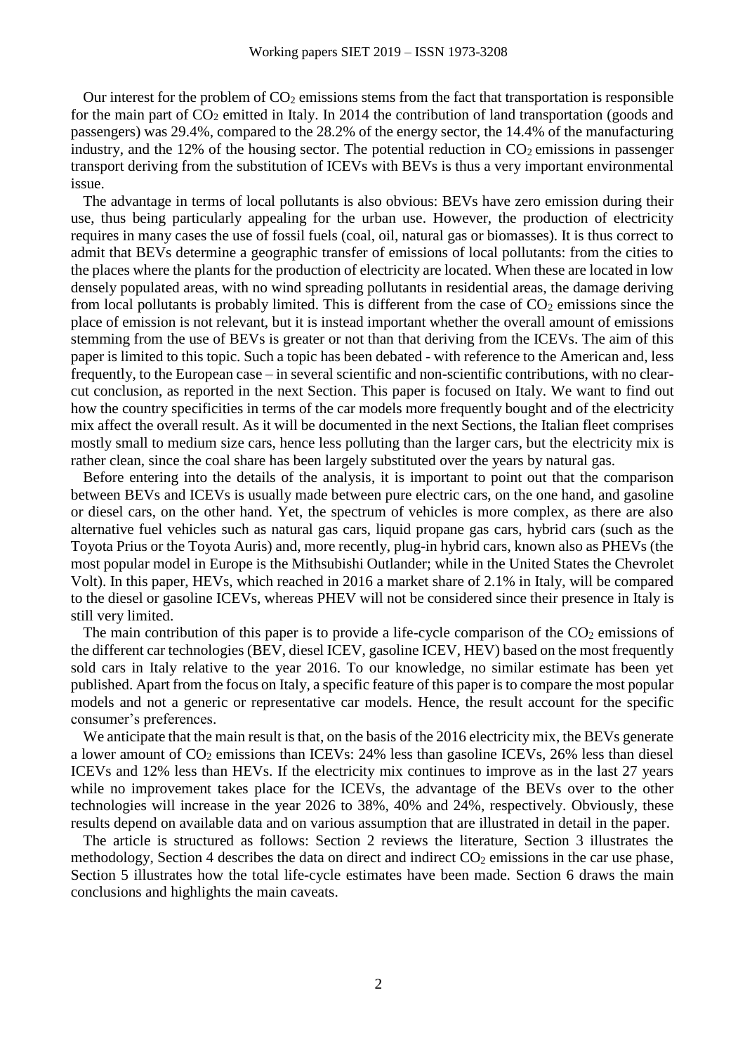Our interest for the problem of $CO_2$ emissions stems from the fact that transportation is responsible for the main part of $CO_2$ emitted in Italy. In 2014 the contribution of land transportation (goods and passengers) was 29.4%, compared to the 28.2% of the energy sector, the 14.4% of the manufacturing industry, and the 12% of the housing sector. The potential reduction in $CO_2$ emissions in passenger transport deriving from the substitution of ICEVs with BEVs is thus a very important environmental issue.

The advantage in terms of local pollutants is also obvious: BEVs have zero emission during their use, thus being particularly appealing for the urban use. However, the production of electricity requires in many cases the use of fossil fuels (coal, oil, natural gas or biomasses). It is thus correct to admit that BEVs determine a geographic transfer of emissions of local pollutants: from the cities to the places where the plants for the production of electricity are located. When these are located in low densely populated areas, with no wind spreading pollutants in residential areas, the damage deriving from local pollutants is probably limited. This is different from the case of $CO_2$ emissions since the place of emission is not relevant, but it is instead important whether the overall amount of emissions stemming from the use of BEVs is greater or not than that deriving from the ICEVs. The aim of this paper is limited to this topic. Such a topic has been debated - with reference to the American and, less frequently, to the European case – in several scientific and non-scientific contributions, with no clear-cut conclusion, as reported in the next Section. This paper is focused on Italy. We want to find out how the country specificities in terms of the car models more frequently bought and of the electricity mix affect the overall result. As it will be documented in the next Sections, the Italian fleet comprises mostly small to medium size cars, hence less polluting than the larger cars, but the electricity mix is rather clean, since the coal share has been largely substituted over the years by natural gas.

Before entering into the details of the analysis, it is important to point out that the comparison between BEVs and ICEVs is usually made between pure electric cars, on the one hand, and gasoline or diesel cars, on the other hand. Yet, the spectrum of vehicles is more complex, as there are also alternative fuel vehicles such as natural gas cars, liquid propane gas cars, hybrid cars (such as the Toyota Prius or the Toyota Auris) and, more recently, plug-in hybrid cars, known also as PHEVs (the most popular model in Europe is the Mithsubishi Outlander; while in the United States the Chevrolet Volt). In this paper, HEVs, which reached in 2016 a market share of 2.1% in Italy, will be compared to the diesel or gasoline ICEVs, whereas PHEV will not be considered since their presence in Italy is still very limited.

The main contribution of this paper is to provide a life-cycle comparison of the $CO_2$ emissions of the different car technologies (BEV, diesel ICEV, gasoline ICEV, HEV) based on the most frequently sold cars in Italy relative to the year 2016. To our knowledge, no similar estimate has been yet published. Apart from the focus on Italy, a specific feature of this paper is to compare the most popular models and not a generic or representative car models. Hence, the result account for the specific consumer's preferences.

We anticipate that the main result is that, on the basis of the 2016 electricity mix, the BEVs generate a lower amount of $CO_2$ emissions than ICEVs: 24% less than gasoline ICEVs, 26% less than diesel ICEVs and 12% less than HEVs. If the electricity mix continues to improve as in the last 27 years while no improvement takes place for the ICEVs, the advantage of the BEVs over to the other technologies will increase in the year 2026 to 38%, 40% and 24%, respectively. Obviously, these results depend on available data and on various assumption that are illustrated in detail in the paper.

The article is structured as follows: Section 2 reviews the literature, Section 3 illustrates the methodology, Section 4 describes the data on direct and indirect $CO_2$ emissions in the car use phase, Section 5 illustrates how the total life-cycle estimates have been made. Section 6 draws the main conclusions and highlights the main caveats.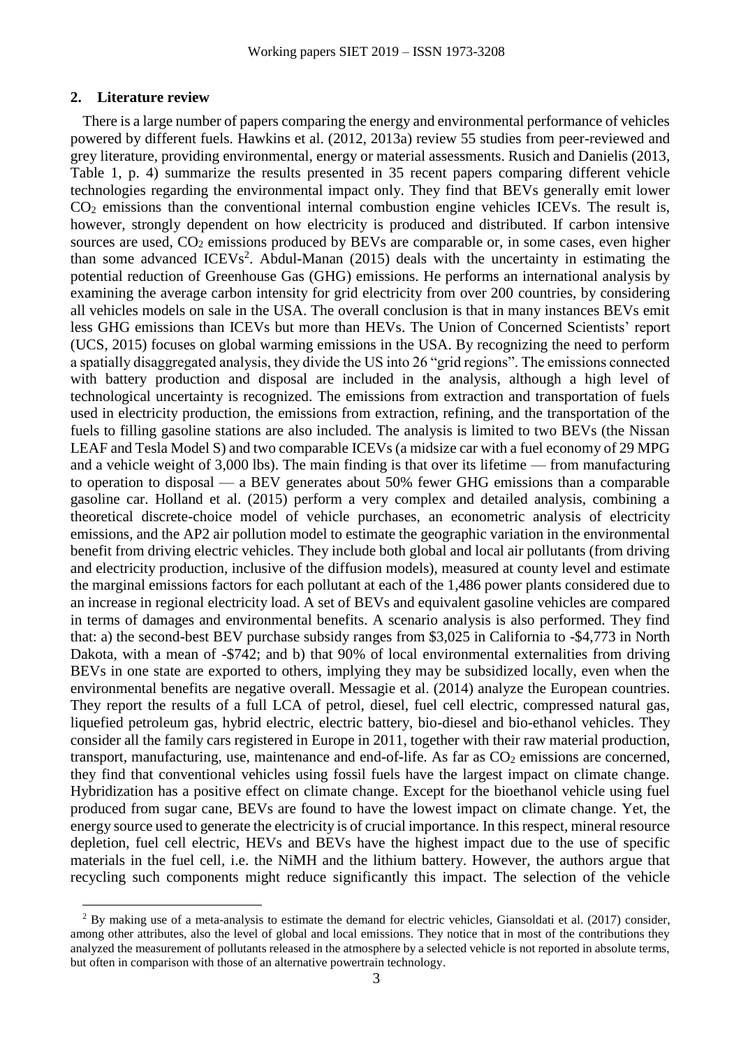## 2. Literature review

There is a large number of papers comparing the energy and environmental performance of vehicles powered by different fuels. Hawkins et al. (2012, 2013a) review 55 studies from peer-reviewed and grey literature, providing environmental, energy or material assessments. Rusich and Danielis (2013, Table 1, p. 4) summarize the results presented in 35 recent papers comparing different vehicle technologies regarding the environmental impact only. They find that BEVs generally emit lower $CO_2$ emissions than the conventional internal combustion engine vehicles ICEVs. The result is, however, strongly dependent on how electricity is produced and distributed. If carbon intensive sources are used, $CO_2$ emissions produced by BEVs are comparable or, in some cases, even higher than some advanced ICEVs[2]. Abdul-Manan (2015) deals with the uncertainty in estimating the potential reduction of Greenhouse Gas (GHG) emissions. He performs an international analysis by examining the average carbon intensity for grid electricity from over 200 countries, by considering all vehicles models on sale in the USA. The overall conclusion is that in many instances BEVs emit less GHG emissions than ICEVs but more than HEVs. The Union of Concerned Scientists' report (UCS, 2015) focuses on global warming emissions in the USA. By recognizing the need to perform a spatially disaggregated analysis, they divide the US into 26 "grid regions". The emissions connected with battery production and disposal are included in the analysis, although a high level of technological uncertainty is recognized. The emissions from extraction and transportation of fuels used in electricity production, the emissions from extraction, refining, and the transportation of the fuels to filling gasoline stations are also included. The analysis is limited to two BEVs (the Nissan LEAF and Tesla Model S) and two comparable ICEVs (a midsize car with a fuel economy of 29 MPG and a vehicle weight of 3,000 lbs). The main finding is that over its lifetime — from manufacturing to operation to disposal — a BEV generates about 50% fewer GHG emissions than a comparable gasoline car. Holland et al. (2015) perform a very complex and detailed analysis, combining a theoretical discrete-choice model of vehicle purchases, an econometric analysis of electricity emissions, and the AP2 air pollution model to estimate the geographic variation in the environmental benefit from driving electric vehicles. They include both global and local air pollutants (from driving and electricity production, inclusive of the diffusion models), measured at county level and estimate the marginal emissions factors for each pollutant at each of the 1,486 power plants considered due to an increase in regional electricity load. A set of BEVs and equivalent gasoline vehicles are compared in terms of damages and environmental benefits. A scenario analysis is also performed. They find that: a) the second-best BEV purchase subsidy ranges from \$3,025 in California to -\$4,773 in North Dakota, with a mean of -\$742; and b) that 90% of local environmental externalities from driving BEVs in one state are exported to others, implying they may be subsidized locally, even when the environmental benefits are negative overall. Messagie et al. (2014) analyze the European countries. They report the results of a full LCA of petrol, diesel, fuel cell electric, compressed natural gas, liquefied petroleum gas, hybrid electric, electric battery, bio-diesel and bio-ethanol vehicles. They consider all the family cars registered in Europe in 2011, together with their raw material production, transport, manufacturing, use, maintenance and end-of-life. As far as $CO_2$ emissions are concerned, they find that conventional vehicles using fossil fuels have the largest impact on climate change. Hybridization has a positive effect on climate change. Except for the bioethanol vehicle using fuel produced from sugar cane, BEVs are found to have the lowest impact on climate change. Yet, the energy source used to generate the electricity is of crucial importance. In this respect, mineral resource depletion, fuel cell electric, HEVs and BEVs have the highest impact due to the use of specific materials in the fuel cell, i.e. the NiMH and the lithium battery. However, the authors argue that recycling such components might reduce significantly this impact. The selection of the vehicle

[2] By making use of a meta-analysis to estimate the demand for electric vehicles, Giansoldati et al. (2017) consider, among other attributes, also the level of global and local emissions. They notice that in most of the contributions they analyzed the measurement of pollutants released in the atmosphere by a selected vehicle is not reported in absolute terms, but often in comparison with those of an alternative powertrain technology.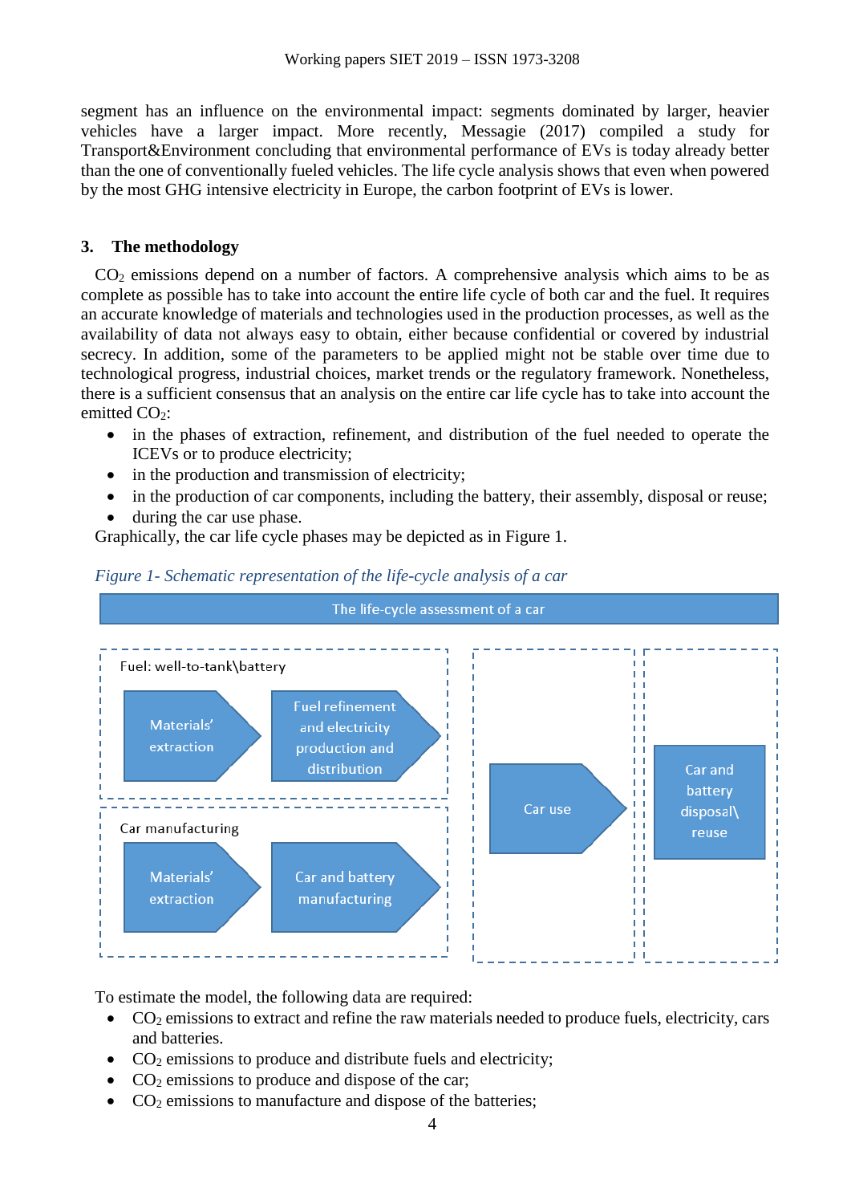segment has an influence on the environmental impact: segments dominated by larger, heavier vehicles have a larger impact. More recently, Messagie (2017) compiled a study for Transport&Environment concluding that environmental performance of EVs is today already better than the one of conventionally fueled vehicles. The life cycle analysis shows that even when powered by the most GHG intensive electricity in Europe, the carbon footprint of EVs is lower.

## 3. The methodology

$CO_2$ emissions depend on a number of factors. A comprehensive analysis which aims to be as complete as possible has to take into account the entire life cycle of both car and the fuel. It requires an accurate knowledge of materials and technologies used in the production processes, as well as the availability of data not always easy to obtain, either because confidential or covered by industrial secrecy. In addition, some of the parameters to be applied might not be stable over time due to technological progress, industrial choices, market trends or the regulatory framework. Nonetheless, there is a sufficient consensus that an analysis on the entire car life cycle has to take into account the emitted $CO_2$:

- in the phases of extraction, refinement, and distribution of the fuel needed to operate the ICEVs or to produce electricity;
- in the production and transmission of electricity;
- in the production of car components, including the battery, their assembly, disposal or reuse;
- during the car use phase.

Graphically, the car life cycle phases may be depicted as in Figure 1.

*Figure 1- Schematic representation of the life-cycle analysis of a car*

The life-cycle assessment of a car

Fuel: well-to-tank\battery

Materials' extraction → Fuel refinement and electricity production and distribution

Car manufacturing

Materials' extraction → Car and battery manufacturing

Car use

Car and battery disposal\reuse

To estimate the model, the following data are required:

- $CO_2$ emissions to extract and refine the raw materials needed to produce fuels, electricity, cars and batteries.
- $CO_2$ emissions to produce and distribute fuels and electricity;
- $CO_2$ emissions to produce and dispose of the car;
- $CO_2$ emissions to manufacture and dispose of the batteries;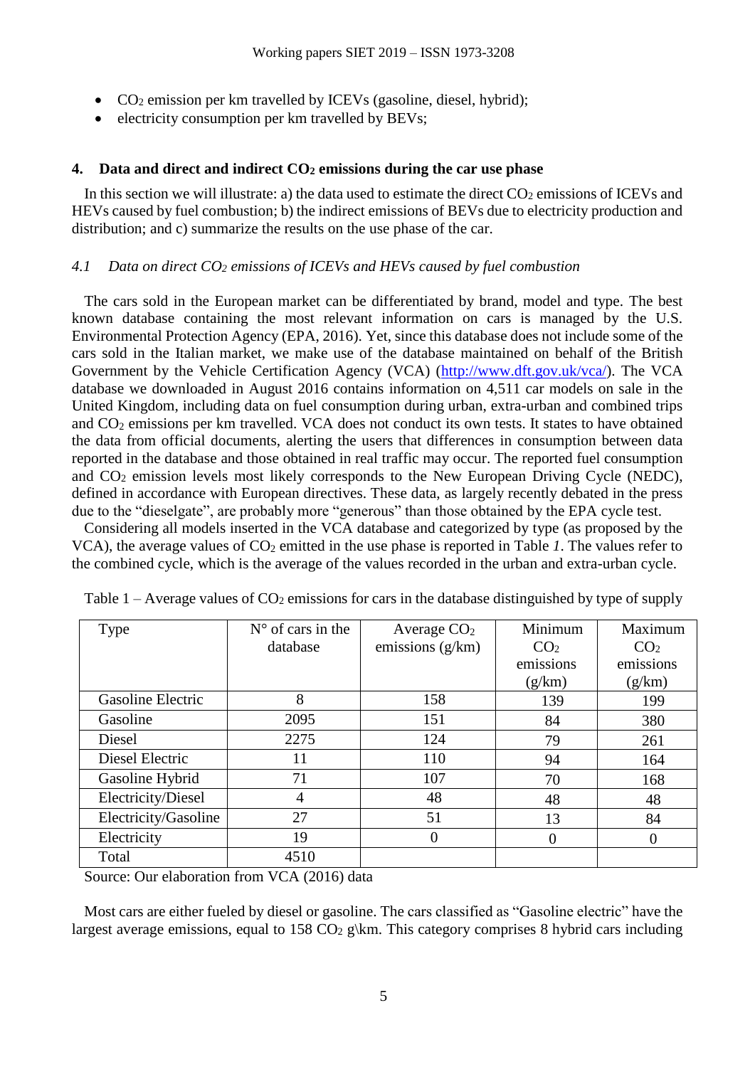- $CO_2$ emission per km travelled by ICEVs (gasoline, diesel, hybrid);
- electricity consumption per km travelled by BEVs;

## 4. Data and direct and indirect $CO_2$ emissions during the car use phase

In this section we will illustrate: a) the data used to estimate the direct $CO_2$ emissions of ICEVs and HEVs caused by fuel combustion; b) the indirect emissions of BEVs due to electricity production and distribution; and c) summarize the results on the use phase of the car.

### *4.1 Data on direct $CO_2$ emissions of ICEVs and HEVs caused by fuel combustion*

The cars sold in the European market can be differentiated by brand, model and type. The best known database containing the most relevant information on cars is managed by the U.S. Environmental Protection Agency (EPA, 2016). Yet, since this database does not include some of the cars sold in the Italian market, we make use of the database maintained on behalf of the British Government by the Vehicle Certification Agency (VCA) (http://www.dft.gov.uk/vca/). The VCA database we downloaded in August 2016 contains information on 4,511 car models on sale in the United Kingdom, including data on fuel consumption during urban, extra-urban and combined trips and $CO_2$ emissions per km travelled. VCA does not conduct its own tests. It states to have obtained the data from official documents, alerting the users that differences in consumption between data reported in the database and those obtained in real traffic may occur. The reported fuel consumption and $CO_2$ emission levels most likely corresponds to the New European Driving Cycle (NEDC), defined in accordance with European directives. These data, as largely recently debated in the press due to the "dieselgate", are probably more "generous" than those obtained by the EPA cycle test.

Considering all models inserted in the VCA database and categorized by type (as proposed by the VCA), the average values of $CO_2$ emitted in the use phase is reported in Table *1*. The values refer to the combined cycle, which is the average of the values recorded in the urban and extra-urban cycle.

Table 1 – Average values of $CO_2$ emissions for cars in the database distinguished by type of supply

| Type | N° of cars in the database | Average $CO_2$ emissions (g/km) | Minimum $CO_2$ emissions (g/km) | Maximum $CO_2$ emissions (g/km) |
|---|---|---|---|---|
| Gasoline Electric | 8 | 158 | 139 | 199 |
| Gasoline | 2095 | 151 | 84 | 380 |
| Diesel | 2275 | 124 | 79 | 261 |
| Diesel Electric | 11 | 110 | 94 | 164 |
| Gasoline Hybrid | 71 | 107 | 70 | 168 |
| Electricity/Diesel | 4 | 48 | 48 | 48 |
| Electricity/Gasoline | 27 | 51 | 13 | 84 |
| Electricity | 19 | 0 | 0 | 0 |
| Total | 4510 | | | |

Source: Our elaboration from VCA (2016) data

Most cars are either fueled by diesel or gasoline. The cars classified as "Gasoline electric" have the largest average emissions, equal to 158 $CO_2$ g\km. This category comprises 8 hybrid cars including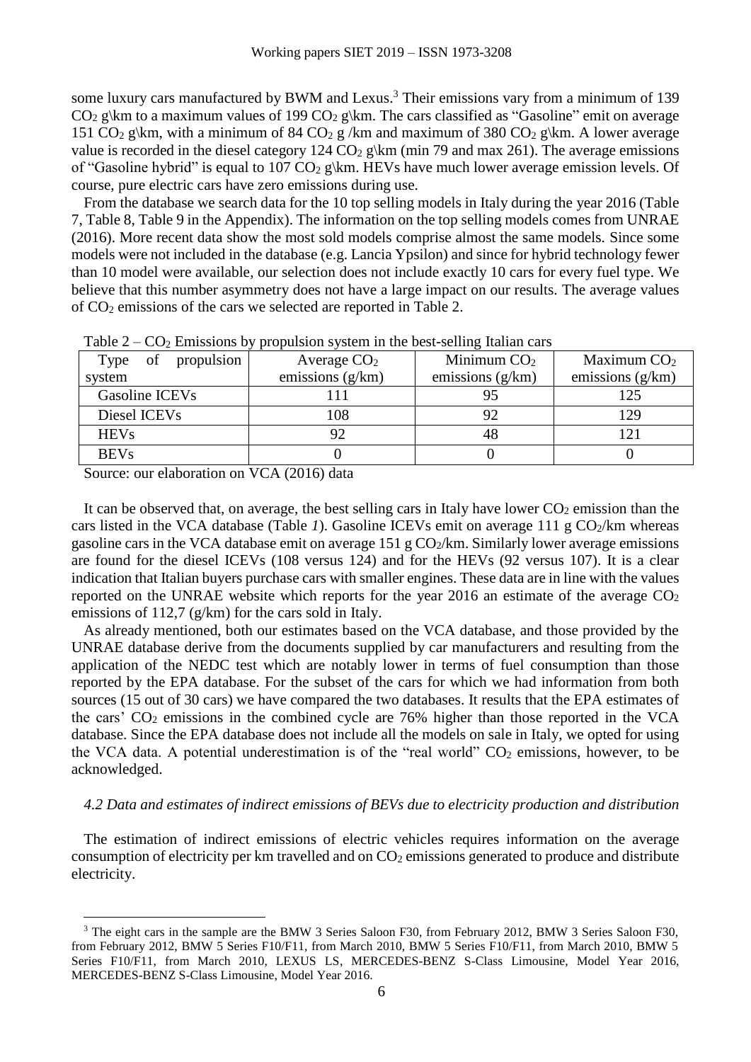some luxury cars manufactured by BWM and Lexus.[3] Their emissions vary from a minimum of 139 $CO_2$ g\km to a maximum values of 199 $CO_2$ g\km. The cars classified as "Gasoline" emit on average 151 $CO_2$ g\km, with a minimum of 84 $CO_2$ g /km and maximum of 380 $CO_2$ g\km. A lower average value is recorded in the diesel category 124 $CO_2$ g\km (min 79 and max 261). The average emissions of "Gasoline hybrid" is equal to 107 $CO_2$ g\km. HEVs have much lower average emission levels. Of course, pure electric cars have zero emissions during use.

From the database we search data for the 10 top selling models in Italy during the year 2016 (Table 7, Table 8, Table 9 in the Appendix). The information on the top selling models comes from UNRAE (2016). More recent data show the most sold models comprise almost the same models. Since some models were not included in the database (e.g. Lancia Ypsilon) and since for hybrid technology fewer than 10 model were available, our selection does not include exactly 10 cars for every fuel type. We believe that this number asymmetry does not have a large impact on our results. The average values of $CO_2$ emissions of the cars we selected are reported in Table 2.

Table 2 – $CO_2$ Emissions by propulsion system in the best-selling Italian cars

| Type of propulsion system | Average $CO_2$ emissions (g/km) | Minimum $CO_2$ emissions (g/km) | Maximum $CO_2$ emissions (g/km) |
|---|---|---|---|
| Gasoline ICEVs | 111 | 95 | 125 |
| Diesel ICEVs | 108 | 92 | 129 |
| HEVs | 92 | 48 | 121 |
| BEVs | 0 | 0 | 0 |

Source: our elaboration on VCA (2016) data

It can be observed that, on average, the best selling cars in Italy have lower $CO_2$ emission than the cars listed in the VCA database (Table *1*). Gasoline ICEVs emit on average 111 g $CO_2$/km whereas gasoline cars in the VCA database emit on average 151 g $CO_2$/km. Similarly lower average emissions are found for the diesel ICEVs (108 versus 124) and for the HEVs (92 versus 107). It is a clear indication that Italian buyers purchase cars with smaller engines. These data are in line with the values reported on the UNRAE website which reports for the year 2016 an estimate of the average $CO_2$ emissions of 112,7 (g/km) for the cars sold in Italy.

As already mentioned, both our estimates based on the VCA database, and those provided by the UNRAE database derive from the documents supplied by car manufacturers and resulting from the application of the NEDC test which are notably lower in terms of fuel consumption than those reported by the EPA database. For the subset of the cars for which we had information from both sources (15 out of 30 cars) we have compared the two databases. It results that the EPA estimates of the cars' $CO_2$ emissions in the combined cycle are 76% higher than those reported in the VCA database. Since the EPA database does not include all the models on sale in Italy, we opted for using the VCA data. A potential underestimation is of the "real world" $CO_2$ emissions, however, to be acknowledged.

### *4.2 Data and estimates of indirect emissions of BEVs due to electricity production and distribution*

The estimation of indirect emissions of electric vehicles requires information on the average consumption of electricity per km travelled and on $CO_2$ emissions generated to produce and distribute electricity.

[3] The eight cars in the sample are the BMW 3 Series Saloon F30, from February 2012, BMW 3 Series Saloon F30, from February 2012, BMW 5 Series F10/F11, from March 2010, BMW 5 Series F10/F11, from March 2010, BMW 5 Series F10/F11, from March 2010, LEXUS LS, MERCEDES-BENZ S-Class Limousine, Model Year 2016, MERCEDES-BENZ S-Class Limousine, Model Year 2016.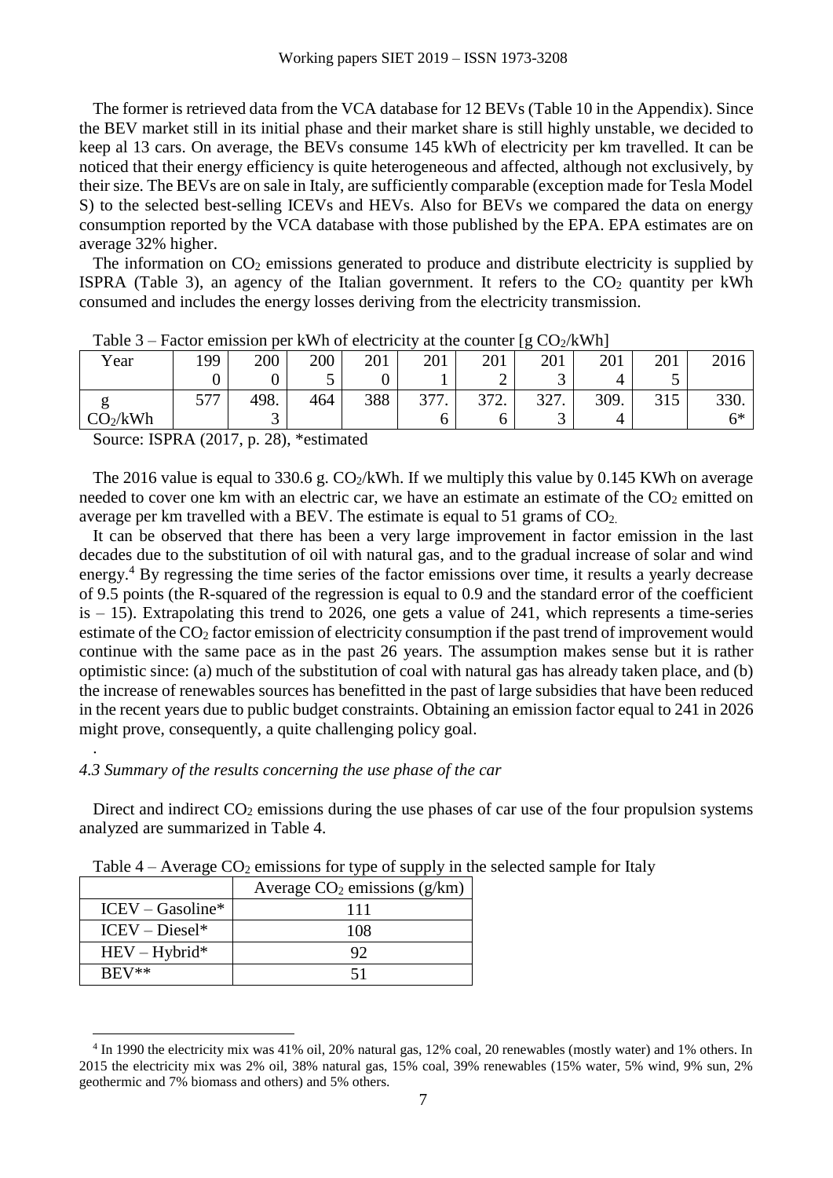The former is retrieved data from the VCA database for 12 BEVs (Table 10 in the Appendix). Since the BEV market still in its initial phase and their market share is still highly unstable, we decided to keep al 13 cars. On average, the BEVs consume 145 kWh of electricity per km travelled. It can be noticed that their energy efficiency is quite heterogeneous and affected, although not exclusively, by their size. The BEVs are on sale in Italy, are sufficiently comparable (exception made for Tesla Model S) to the selected best-selling ICEVs and HEVs. Also for BEVs we compared the data on energy consumption reported by the VCA database with those published by the EPA. EPA estimates are on average 32% higher.

The information on $CO_2$ emissions generated to produce and distribute electricity is supplied by ISPRA (Table 3), an agency of the Italian government. It refers to the $CO_2$ quantity per kWh consumed and includes the energy losses deriving from the electricity transmission.

Table 3 – Factor emission per kWh of electricity at the counter [g $CO_2$/kWh]

| Year | 1990 | 2000 | 2005 | 2010 | 2011 | 2012 | 2013 | 2014 | 2015 | 2016 |
|---|---|---|---|---|---|---|---|---|---|---|
| g $CO_2$/kWh | 577 | 498.3 | 464 | 388 | 377.6 | 372.6 | 327.3 | 309.4 | 315 | 330.6* |

Source: ISPRA (2017, p. 28), *estimated

The 2016 value is equal to 330.6 g. $CO_2$/kWh. If we multiply this value by 0.145 KWh on average needed to cover one km with an electric car, we have an estimate an estimate of the $CO_2$ emitted on average per km travelled with a BEV. The estimate is equal to 51 grams of $CO_2$.

It can be observed that there has been a very large improvement in factor emission in the last decades due to the substitution of oil with natural gas, and to the gradual increase of solar and wind energy.[4] By regressing the time series of the factor emissions over time, it results a yearly decrease of 9.5 points (the R-squared of the regression is equal to 0.9 and the standard error of the coefficient is – 15). Extrapolating this trend to 2026, one gets a value of 241, which represents a time-series estimate of the $CO_2$ factor emission of electricity consumption if the past trend of improvement would continue with the same pace as in the past 26 years. The assumption makes sense but it is rather optimistic since: (a) much of the substitution of coal with natural gas has already taken place, and (b) the increase of renewables sources has benefitted in the past of large subsidies that have been reduced in the recent years due to public budget constraints. Obtaining an emission factor equal to 241 in 2026 might prove, consequently, a quite challenging policy goal.

.

### *4.3 Summary of the results concerning the use phase of the car*

Direct and indirect $CO_2$ emissions during the use phases of car use of the four propulsion systems analyzed are summarized in Table 4.

Table 4 – Average $CO_2$ emissions for type of supply in the selected sample for Italy

| | Average $CO_2$ emissions (g/km) |
|---|---|
| ICEV – Gasoline* | 111 |
| ICEV – Diesel* | 108 |
| HEV – Hybrid* | 92 |
| BEV** | 51 |

[4] In 1990 the electricity mix was 41% oil, 20% natural gas, 12% coal, 20 renewables (mostly water) and 1% others. In 2015 the electricity mix was 2% oil, 38% natural gas, 15% coal, 39% renewables (15% water, 5% wind, 9% sun, 2% geothermic and 7% biomass and others) and 5% others.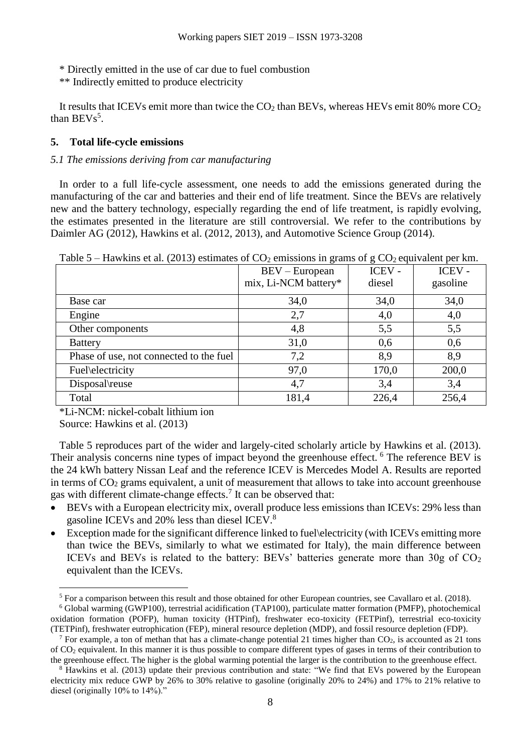\* Directly emitted in the use of car due to fuel combustion

\*\* Indirectly emitted to produce electricity

It results that ICEVs emit more than twice the $CO_2$ than BEVs, whereas HEVs emit 80% more $CO_2$ than BEVs[5].

## 5. Total life-cycle emissions

### *5.1 The emissions deriving from car manufacturing*

In order to a full life-cycle assessment, one needs to add the emissions generated during the manufacturing of the car and batteries and their end of life treatment. Since the BEVs are relatively new and the battery technology, especially regarding the end of life treatment, is rapidly evolving, the estimates presented in the literature are still controversial. We refer to the contributions by Daimler AG (2012), Hawkins et al. (2012, 2013), and Automotive Science Group (2014).

Table 5 – Hawkins et al. (2013) estimates of $CO_2$ emissions in grams of g $CO_2$ equivalent per km.

| | BEV – European mix, Li-NCM battery* | ICEV - diesel | ICEV - gasoline |
|---|---|---|---|
| Base car | 34,0 | 34,0 | 34,0 |
| Engine | 2,7 | 4,0 | 4,0 |
| Other components | 4,8 | 5,5 | 5,5 |
| Battery | 31,0 | 0,6 | 0,6 |
| Phase of use, not connected to the fuel | 7,2 | 8,9 | 8,9 |
| Fuel\electricity | 97,0 | 170,0 | 200,0 |
| Disposal\reuse | 4,7 | 3,4 | 3,4 |
| Total | 181,4 | 226,4 | 256,4 |

*Li-NCM: nickel-cobalt lithium ion

Source: Hawkins et al. (2013)

Table 5 reproduces part of the wider and largely-cited scholarly article by Hawkins et al. (2013). Their analysis concerns nine types of impact beyond the greenhouse effect. [6] The reference BEV is the 24 kWh battery Nissan Leaf and the reference ICEV is Mercedes Model A. Results are reported in terms of $CO_2$ grams equivalent, a unit of measurement that allows to take into account greenhouse gas with different climate-change effects.[7] It can be observed that:

- BEVs with a European electricity mix, overall produce less emissions than ICEVs: 29% less than gasoline ICEVs and 20% less than diesel ICEV.[8]
- Exception made for the significant difference linked to fuel\electricity (with ICEVs emitting more than twice the BEVs, similarly to what we estimated for Italy), the main difference between ICEVs and BEVs is related to the battery: BEVs' batteries generate more than 30g of $CO_2$ equivalent than the ICEVs.

---

[5] For a comparison between this result and those obtained for other European countries, see Cavallaro et al. (2018).

[6] Global warming (GWP100), terrestrial acidification (TAP100), particulate matter formation (PMFP), photochemical oxidation formation (POFP), human toxicity (HTPinf), freshwater eco-toxicity (FETPinf), terrestrial eco-toxicity (TETPinf), freshwater eutrophication (FEP), mineral resource depletion (MDP), and fossil resource depletion (FDP).

[7] For example, a ton of methan that has a climate-change potential 21 times higher than $CO_2$, is accounted as 21 tons of $CO_2$ equivalent. In this manner it is thus possible to compare different types of gases in terms of their contribution to the greenhouse effect. The higher is the global warming potential the larger is the contribution to the greenhouse effect.

[8] Hawkins et al. (2013) update their previous contribution and state: "We find that EVs powered by the European electricity mix reduce GWP by 26% to 30% relative to gasoline (originally 20% to 24%) and 17% to 21% relative to diesel (originally 10% to 14%)."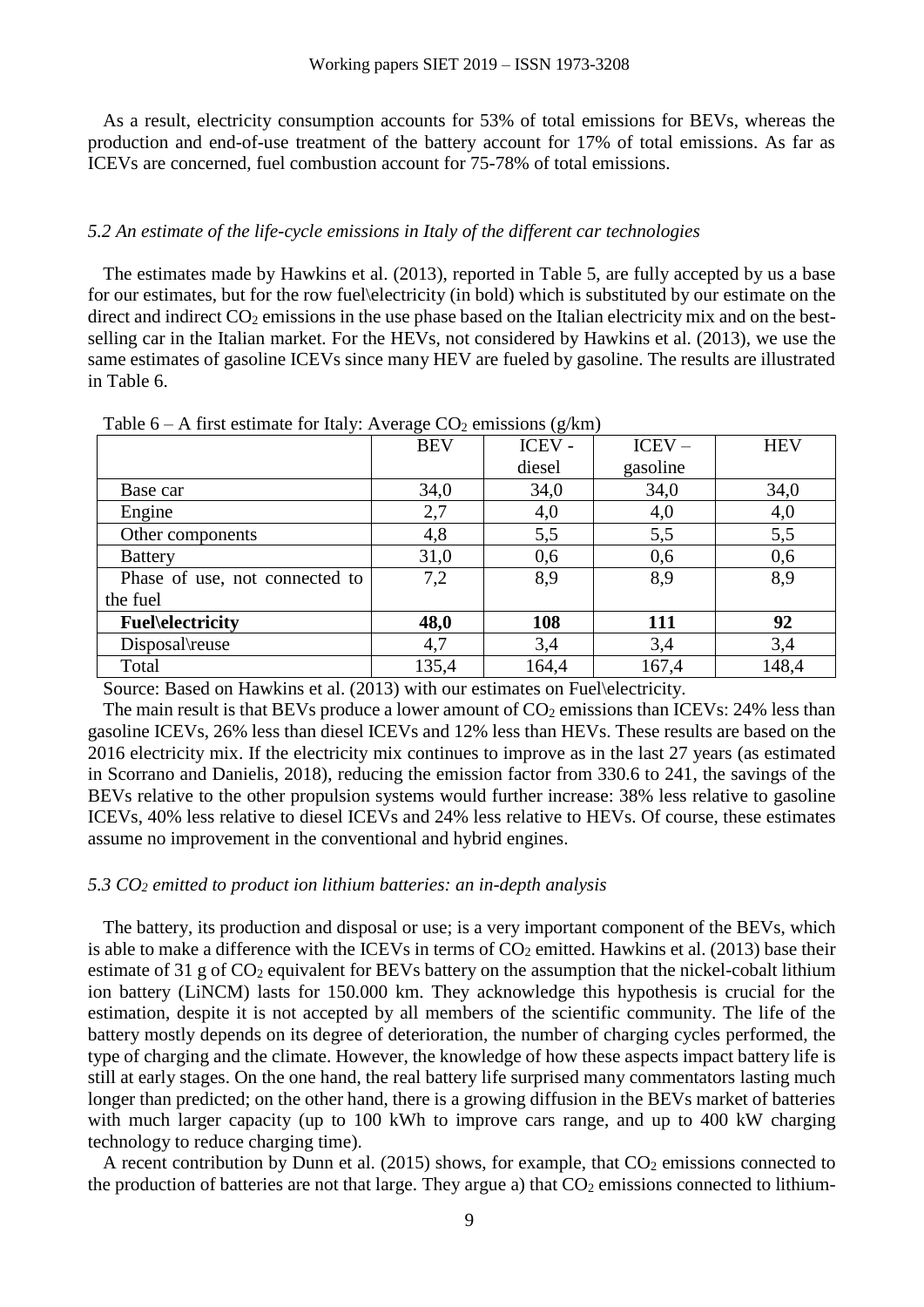As a result, electricity consumption accounts for 53% of total emissions for BEVs, whereas the production and end-of-use treatment of the battery account for 17% of total emissions. As far as ICEVs are concerned, fuel combustion account for 75-78% of total emissions.

### *5.2 An estimate of the life-cycle emissions in Italy of the different car technologies*

The estimates made by Hawkins et al. (2013), reported in Table 5, are fully accepted by us a base for our estimates, but for the row fuel\electricity (in bold) which is substituted by our estimate on the direct and indirect $CO_2$ emissions in the use phase based on the Italian electricity mix and on the best-selling car in the Italian market. For the HEVs, not considered by Hawkins et al. (2013), we use the same estimates of gasoline ICEVs since many HEV are fueled by gasoline. The results are illustrated in Table 6.

Table 6 – A first estimate for Italy: Average $CO_2$ emissions (g/km)

| | BEV | ICEV - diesel | ICEV – gasoline | HEV |
|---|---|---|---|---|
| Base car | 34,0 | 34,0 | 34,0 | 34,0 |
| Engine | 2,7 | 4,0 | 4,0 | 4,0 |
| Other components | 4,8 | 5,5 | 5,5 | 5,5 |
| Battery | 31,0 | 0,6 | 0,6 | 0,6 |
| Phase of use, not connected to the fuel | 7,2 | 8,9 | 8,9 | 8,9 |
| **Fuel\electricity** | **48,0** | **108** | **111** | **92** |
| Disposal\reuse | 4,7 | 3,4 | 3,4 | 3,4 |
| Total | 135,4 | 164,4 | 167,4 | 148,4 |

Source: Based on Hawkins et al. (2013) with our estimates on Fuel\electricity.

The main result is that BEVs produce a lower amount of $CO_2$ emissions than ICEVs: 24% less than gasoline ICEVs, 26% less than diesel ICEVs and 12% less than HEVs. These results are based on the 2016 electricity mix. If the electricity mix continues to improve as in the last 27 years (as estimated in Scorrano and Danielis, 2018), reducing the emission factor from 330.6 to 241, the savings of the BEVs relative to the other propulsion systems would further increase: 38% less relative to gasoline ICEVs, 40% less relative to diesel ICEVs and 24% less relative to HEVs. Of course, these estimates assume no improvement in the conventional and hybrid engines.

### *5.3 $CO_2$ emitted to product ion lithium batteries: an in-depth analysis*

The battery, its production and disposal or use; is a very important component of the BEVs, which is able to make a difference with the ICEVs in terms of $CO_2$ emitted. Hawkins et al. (2013) base their estimate of 31 g of $CO_2$ equivalent for BEVs battery on the assumption that the nickel-cobalt lithium ion battery (LiNCM) lasts for 150.000 km. They acknowledge this hypothesis is crucial for the estimation, despite it is not accepted by all members of the scientific community. The life of the battery mostly depends on its degree of deterioration, the number of charging cycles performed, the type of charging and the climate. However, the knowledge of how these aspects impact battery life is still at early stages. On the one hand, the real battery life surprised many commentators lasting much longer than predicted; on the other hand, there is a growing diffusion in the BEVs market of batteries with much larger capacity (up to 100 kWh to improve cars range, and up to 400 kW charging technology to reduce charging time).

A recent contribution by Dunn et al. (2015) shows, for example, that $CO_2$ emissions connected to the production of batteries are not that large. They argue a) that $CO_2$ emissions connected to lithium-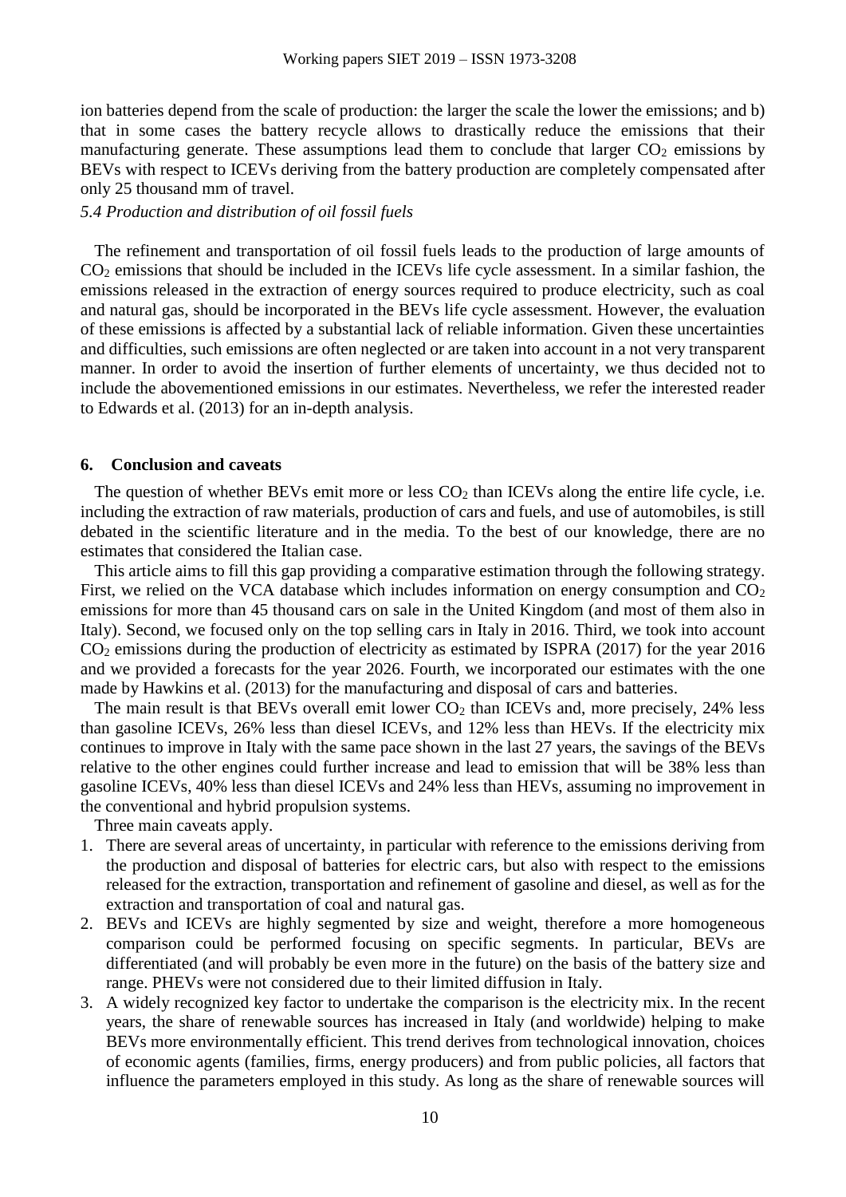ion batteries depend from the scale of production: the larger the scale the lower the emissions; and b) that in some cases the battery recycle allows to drastically reduce the emissions that their manufacturing generate. These assumptions lead them to conclude that larger $CO_2$ emissions by BEVs with respect to ICEVs deriving from the battery production are completely compensated after only 25 thousand mm of travel.

*5.4 Production and distribution of oil fossil fuels*

The refinement and transportation of oil fossil fuels leads to the production of large amounts of $CO_2$ emissions that should be included in the ICEVs life cycle assessment. In a similar fashion, the emissions released in the extraction of energy sources required to produce electricity, such as coal and natural gas, should be incorporated in the BEVs life cycle assessment. However, the evaluation of these emissions is affected by a substantial lack of reliable information. Given these uncertainties and difficulties, such emissions are often neglected or are taken into account in a not very transparent manner. In order to avoid the insertion of further elements of uncertainty, we thus decided not to include the abovementioned emissions in our estimates. Nevertheless, we refer the interested reader to Edwards et al. (2013) for an in-depth analysis.

## 6. Conclusion and caveats

The question of whether BEVs emit more or less $CO_2$ than ICEVs along the entire life cycle, i.e. including the extraction of raw materials, production of cars and fuels, and use of automobiles, is still debated in the scientific literature and in the media. To the best of our knowledge, there are no estimates that considered the Italian case.

This article aims to fill this gap providing a comparative estimation through the following strategy. First, we relied on the VCA database which includes information on energy consumption and $CO_2$ emissions for more than 45 thousand cars on sale in the United Kingdom (and most of them also in Italy). Second, we focused only on the top selling cars in Italy in 2016. Third, we took into account $CO_2$ emissions during the production of electricity as estimated by ISPRA (2017) for the year 2016 and we provided a forecasts for the year 2026. Fourth, we incorporated our estimates with the one made by Hawkins et al. (2013) for the manufacturing and disposal of cars and batteries.

The main result is that BEVs overall emit lower $CO_2$ than ICEVs and, more precisely, 24% less than gasoline ICEVs, 26% less than diesel ICEVs, and 12% less than HEVs. If the electricity mix continues to improve in Italy with the same pace shown in the last 27 years, the savings of the BEVs relative to the other engines could further increase and lead to emission that will be 38% less than gasoline ICEVs, 40% less than diesel ICEVs and 24% less than HEVs, assuming no improvement in the conventional and hybrid propulsion systems.

Three main caveats apply.

1. There are several areas of uncertainty, in particular with reference to the emissions deriving from the production and disposal of batteries for electric cars, but also with respect to the emissions released for the extraction, transportation and refinement of gasoline and diesel, as well as for the extraction and transportation of coal and natural gas.
2. BEVs and ICEVs are highly segmented by size and weight, therefore a more homogeneous comparison could be performed focusing on specific segments. In particular, BEVs are differentiated (and will probably be even more in the future) on the basis of the battery size and range. PHEVs were not considered due to their limited diffusion in Italy.
3. A widely recognized key factor to undertake the comparison is the electricity mix. In the recent years, the share of renewable sources has increased in Italy (and worldwide) helping to make BEVs more environmentally efficient. This trend derives from technological innovation, choices of economic agents (families, firms, energy producers) and from public policies, all factors that influence the parameters employed in this study. As long as the share of renewable sources will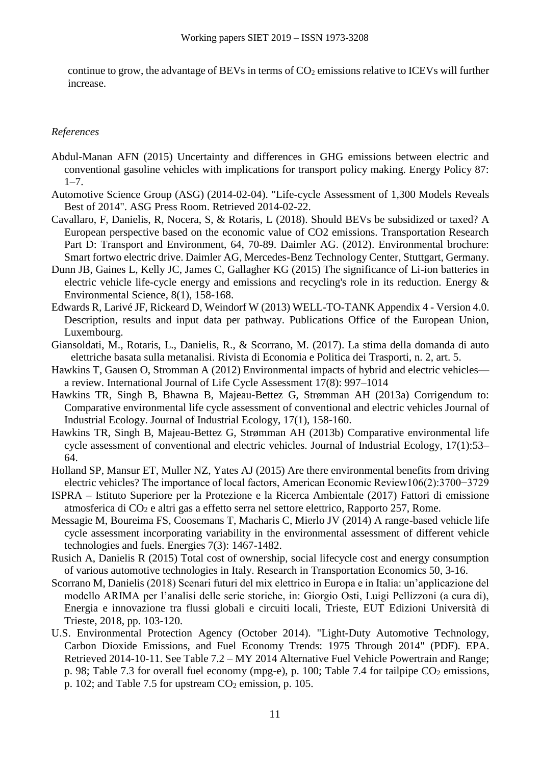continue to grow, the advantage of BEVs in terms of $CO_2$ emissions relative to ICEVs will further increase.

*References*

Abdul-Manan AFN (2015) Uncertainty and differences in GHG emissions between electric and conventional gasoline vehicles with implications for transport policy making. Energy Policy 87: 1–7.

Automotive Science Group (ASG) (2014-02-04). "Life-cycle Assessment of 1,300 Models Reveals Best of 2014". ASG Press Room. Retrieved 2014-02-22.

Cavallaro, F, Danielis, R, Nocera, S, & Rotaris, L (2018). Should BEVs be subsidized or taxed? A European perspective based on the economic value of CO2 emissions. Transportation Research Part D: Transport and Environment, 64, 70-89. Daimler AG. (2012). Environmental brochure: Smart fortwo electric drive. Daimler AG, Mercedes-Benz Technology Center, Stuttgart, Germany.

Dunn JB, Gaines L, Kelly JC, James C, Gallagher KG (2015) The significance of Li-ion batteries in electric vehicle life-cycle energy and emissions and recycling's role in its reduction. Energy & Environmental Science, 8(1), 158-168.

Edwards R, Larivé JF, Rickeard D, Weindorf W (2013) WELL-TO-TANK Appendix 4 - Version 4.0. Description, results and input data per pathway. Publications Office of the European Union, Luxembourg.

Giansoldati, M., Rotaris, L., Danielis, R., & Scorrano, M. (2017). La stima della domanda di auto elettriche basata sulla metanalisi. Rivista di Economia e Politica dei Trasporti, n. 2, art. 5.

Hawkins T, Gausen O, Stromman A (2012) Environmental impacts of hybrid and electric vehicles—a review. International Journal of Life Cycle Assessment 17(8): 997–1014

Hawkins TR, Singh B, Bhawna B, Majeau-Bettez G, Strømman AH (2013a) Corrigendum to: Comparative environmental life cycle assessment of conventional and electric vehicles Journal of Industrial Ecology. Journal of Industrial Ecology, 17(1), 158-160.

Hawkins TR, Singh B, Majeau-Bettez G, Strømman AH (2013b) Comparative environmental life cycle assessment of conventional and electric vehicles. Journal of Industrial Ecology, 17(1):53–64.

Holland SP, Mansur ET, Muller NZ, Yates AJ (2015) Are there environmental benefits from driving electric vehicles? The importance of local factors, American Economic Review106(2):3700−3729

ISPRA – Istituto Superiore per la Protezione e la Ricerca Ambientale (2017) Fattori di emissione atmosferica di $CO_2$ e altri gas a effetto serra nel settore elettrico, Rapporto 257, Rome.

Messagie M, Boureima FS, Coosemans T, Macharis C, Mierlo JV (2014) A range-based vehicle life cycle assessment incorporating variability in the environmental assessment of different vehicle technologies and fuels. Energies 7(3): 1467-1482.

Rusich A, Danielis R (2015) Total cost of ownership, social lifecycle cost and energy consumption of various automotive technologies in Italy. Research in Transportation Economics 50, 3-16.

Scorrano M, Danielis (2018) Scenari futuri del mix elettrico in Europa e in Italia: un'applicazione del modello ARIMA per l'analisi delle serie storiche, in: Giorgio Osti, Luigi Pellizzoni (a cura di), Energia e innovazione tra flussi globali e circuiti locali, Trieste, EUT Edizioni Università di Trieste, 2018, pp. 103-120.

U.S. Environmental Protection Agency (October 2014). "Light-Duty Automotive Technology, Carbon Dioxide Emissions, and Fuel Economy Trends: 1975 Through 2014" (PDF). EPA. Retrieved 2014-10-11. See Table 7.2 – MY 2014 Alternative Fuel Vehicle Powertrain and Range; p. 98; Table 7.3 for overall fuel economy (mpg-e), p. 100; Table 7.4 for tailpipe $CO_2$ emissions, p. 102; and Table 7.5 for upstream $CO_2$ emission, p. 105.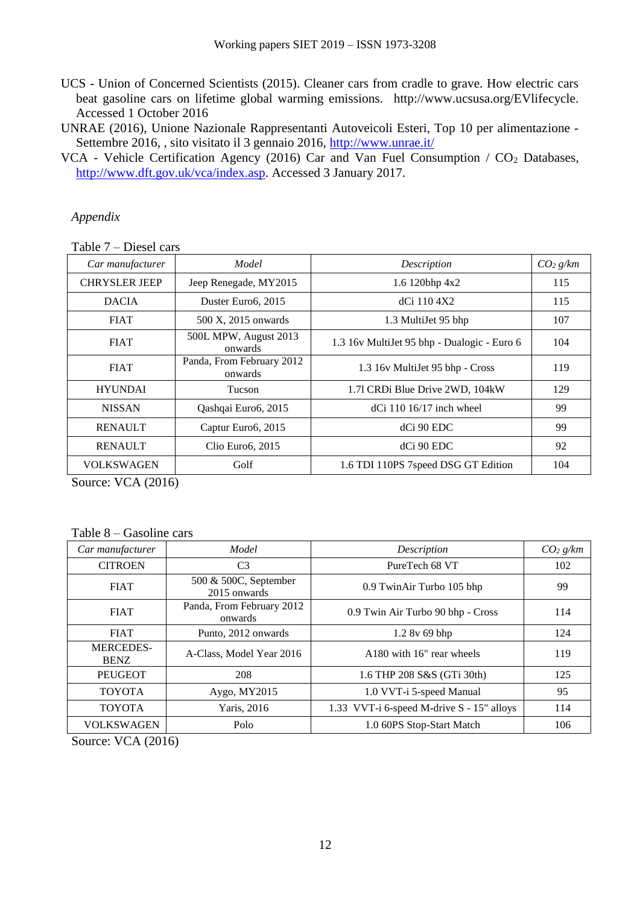UCS - Union of Concerned Scientists (2015). Cleaner cars from cradle to grave. How electric cars beat gasoline cars on lifetime global warming emissions. http://www.ucsusa.org/EVlifecycle. Accessed 1 October 2016

UNRAE (2016), Unione Nazionale Rappresentanti Autoveicoli Esteri, Top 10 per alimentazione - Settembre 2016, , sito visitato il 3 gennaio 2016, http://www.unrae.it/

VCA - Vehicle Certification Agency (2016) Car and Van Fuel Consumption / $CO_2$ Databases, http://www.dft.gov.uk/vca/index.asp. Accessed 3 January 2017.

*Appendix*

Table 7 – Diesel cars

| *Car manufacturer* | *Model* | *Description* | *$CO_2$ g/km* |
|---|---|---|---|
| CHRYSLER JEEP | Jeep Renegade, MY2015 | 1.6 120bhp 4x2 | 115 |
| DACIA | Duster Euro6, 2015 | dCi 110 4X2 | 115 |
| FIAT | 500 X, 2015 onwards | 1.3 MultiJet 95 bhp | 107 |
| FIAT | 500L MPW, August 2013 onwards | 1.3 16v MultiJet 95 bhp - Dualogic - Euro 6 | 104 |
| FIAT | Panda, From February 2012 onwards | 1.3 16v MultiJet 95 bhp - Cross | 119 |
| HYUNDAI | Tucson | 1.7l CRDi Blue Drive 2WD, 104kW | 129 |
| NISSAN | Qashqai Euro6, 2015 | dCi 110 16/17 inch wheel | 99 |
| RENAULT | Captur Euro6, 2015 | dCi 90 EDC | 99 |
| RENAULT | Clio Euro6, 2015 | dCi 90 EDC | 92 |
| VOLKSWAGEN | Golf | 1.6 TDI 110PS 7speed DSG GT Edition | 104 |

Source: VCA (2016)

Table 8 – Gasoline cars

| *Car manufacturer* | *Model* | *Description* | *$CO_2$ g/km* |
|---|---|---|---|
| CITROEN | C3 | PureTech 68 VT | 102 |
| FIAT | 500 & 500C, September 2015 onwards | 0.9 TwinAir Turbo 105 bhp | 99 |
| FIAT | Panda, From February 2012 onwards | 0.9 Twin Air Turbo 90 bhp - Cross | 114 |
| FIAT | Punto, 2012 onwards | 1.2 8v 69 bhp | 124 |
| MERCEDES-BENZ | A-Class, Model Year 2016 | A180 with 16" rear wheels | 119 |
| PEUGEOT | 208 | 1.6 THP 208 S&S (GTi 30th) | 125 |
| TOYOTA | Aygo, MY2015 | 1.0 VVT-i 5-speed Manual | 95 |
| TOYOTA | Yaris, 2016 | 1.33 VVT-i 6-speed M-drive S - 15" alloys | 114 |
| VOLKSWAGEN | Polo | 1.0 60PS Stop-Start Match | 106 |

Source: VCA (2016)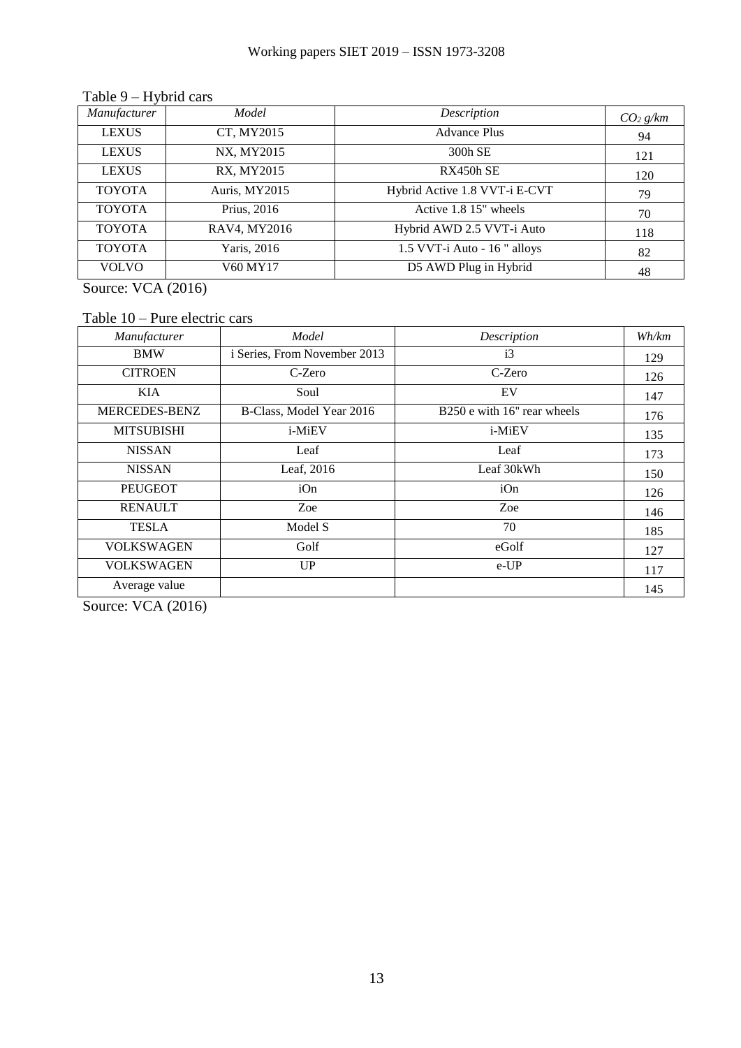Table 9 – Hybrid cars

| *Manufacturer* | *Model* | *Description* | *$CO_2$ g/km* |
|---|---|---|---|
| LEXUS | CT, MY2015 | Advance Plus | 94 |
| LEXUS | NX, MY2015 | 300h SE | 121 |
| LEXUS | RX, MY2015 | RX450h SE | 120 |
| TOYOTA | Auris, MY2015 | Hybrid Active 1.8 VVT-i E-CVT | 79 |
| TOYOTA | Prius, 2016 | Active 1.8 15" wheels | 70 |
| TOYOTA | RAV4, MY2016 | Hybrid AWD 2.5 VVT-i Auto | 118 |
| TOYOTA | Yaris, 2016 | 1.5 VVT-i Auto - 16 " alloys | 82 |
| VOLVO | V60 MY17 | D5 AWD Plug in Hybrid | 48 |

Source: VCA (2016)

Table 10 – Pure electric cars

| *Manufacturer* | *Model* | *Description* | *Wh/km* |
|---|---|---|---|
| BMW | i Series, From November 2013 | i3 | 129 |
| CITROEN | C-Zero | C-Zero | 126 |
| KIA | Soul | EV | 147 |
| MERCEDES-BENZ | B-Class, Model Year 2016 | B250 e with 16" rear wheels | 176 |
| MITSUBISHI | i-MiEV | i-MiEV | 135 |
| NISSAN | Leaf | Leaf | 173 |
| NISSAN | Leaf, 2016 | Leaf 30kWh | 150 |
| PEUGEOT | iOn | iOn | 126 |
| RENAULT | Zoe | Zoe | 146 |
| TESLA | Model S | 70 | 185 |
| VOLKSWAGEN | Golf | eGolf | 127 |
| VOLKSWAGEN | UP | e-UP | 117 |
| Average value | | | 145 |

Source: VCA (2016)